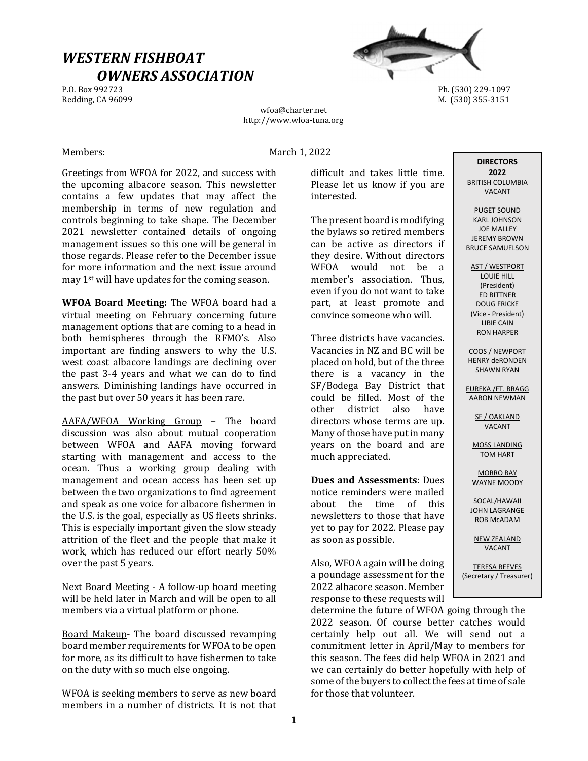# *WESTERN FISHBOAT OWNERS ASSOCIATION*

P.O. Box 992723
Redding, CA 96099

Ph. (530) 229-1097
M. (530) 355-3151

wfoa@charter.net
http://www.wfoa-tuna.org

Members: March 1, 2022

Greetings from WFOA for 2022, and success with the upcoming albacore season. This newsletter contains a few updates that may affect the membership in terms of new regulation and controls beginning to take shape. The December 2021 newsletter contained details of ongoing management issues so this one will be general in those regards. Please refer to the December issue for more information and the next issue around may 1st will have updates for the coming season.

**WFOA Board Meeting:** The WFOA board had a virtual meeting on February concerning future management options that are coming to a head in both hemispheres through the RFMO's. Also important are finding answers to why the U.S. west coast albacore landings are declining over the past 3-4 years and what we can do to find answers. Diminishing landings have occurred in the past but over 50 years it has been rare.

AAFA/WFOA Working Group – The board discussion was also about mutual cooperation between WFOA and AAFA moving forward starting with management and access to the ocean. Thus a working group dealing with management and ocean access has been set up between the two organizations to find agreement and speak as one voice for albacore fishermen in the U.S. is the goal, especially as US fleets shrinks. This is especially important given the slow steady attrition of the fleet and the people that make it work, which has reduced our effort nearly 50% over the past 5 years.

Next Board Meeting - A follow-up board meeting will be held later in March and will be open to all members via a virtual platform or phone.

Board Makeup- The board discussed revamping board member requirements for WFOA to be open for more, as its difficult to have fishermen to take on the duty with so much else ongoing.

WFOA is seeking members to serve as new board members in a number of districts. It is not that difficult and takes little time. Please let us know if you are interested.

The present board is modifying the bylaws so retired members can be active as directors if they desire. Without directors WFOA would not be a member's association. Thus, even if you do not want to take part, at least promote and convince someone who will.

Three districts have vacancies. Vacancies in NZ and BC will be placed on hold, but of the three there is a vacancy in the SF/Bodega Bay District that could be filled. Most of the other district also have directors whose terms are up. Many of those have put in many years on the board and are much appreciated.

**Dues and Assessments:** Dues notice reminders were mailed about the time of this newsletters to those that have yet to pay for 2022. Please pay as soon as possible.

Also, WFOA again will be doing a poundage assessment for the 2022 albacore season. Member response to these requests will determine the future of WFOA going through the 2022 season. Of course better catches would certainly help out all. We will send out a commitment letter in April/May to members for this season. The fees did help WFOA in 2021 and we can certainly do better hopefully with help of some of the buyers to collect the fees at time of sale for those that volunteer.

**DIRECTORS 2022**

BRITISH COLUMBIA
VACANT

PUGET SOUND
KARL JOHNSON
JOE MALLEY
JEREMY BROWN
BRUCE SAMUELSON

AST / WESTPORT
LOUIE HILL (President)
ED BITTNER
DOUG FRICKE (Vice - President)
LIBIE CAIN
RON HARPER

COOS / NEWPORT
HENRY deRONDEN
SHAWN RYAN

EUREKA /FT. BRAGG
AARON NEWMAN

SF / OAKLAND
VACANT

MOSS LANDING
TOM HART

MORRO BAY
WAYNE MOODY

SOCAL/HAWAII
JOHN LAGRANGE
ROB McADAM

NEW ZEALAND
VACANT

TERESA REEVES
(Secretary / Treasurer)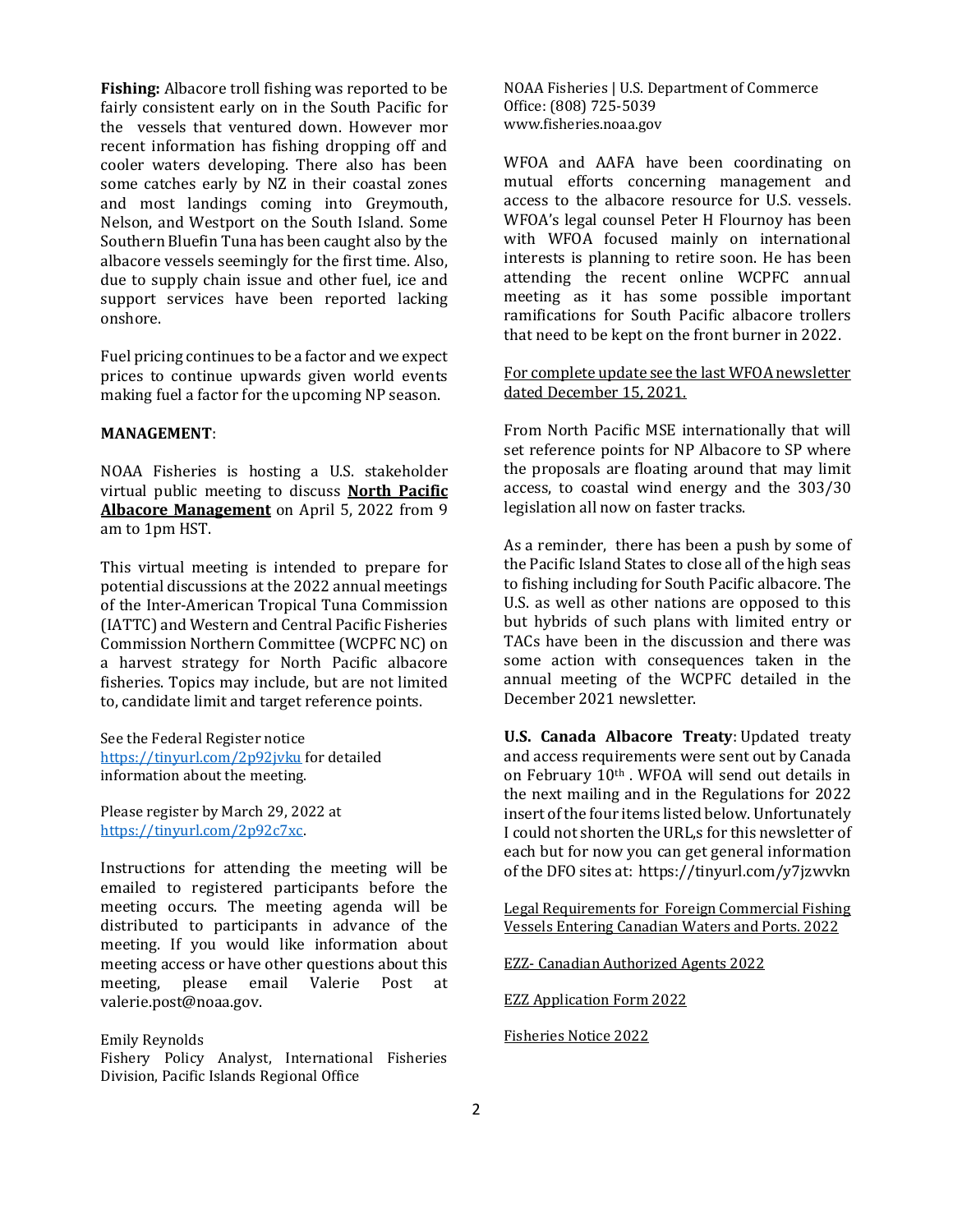**Fishing:** Albacore troll fishing was reported to be fairly consistent early on in the South Pacific for the vessels that ventured down. However mor recent information has fishing dropping off and cooler waters developing. There also has been some catches early by NZ in their coastal zones and most landings coming into Greymouth, Nelson, and Westport on the South Island. Some Southern Bluefin Tuna has been caught also by the albacore vessels seemingly for the first time. Also, due to supply chain issue and other fuel, ice and support services have been reported lacking onshore.

Fuel pricing continues to be a factor and we expect prices to continue upwards given world events making fuel a factor for the upcoming NP season.

**MANAGEMENT**:

NOAA Fisheries is hosting a U.S. stakeholder virtual public meeting to discuss **North Pacific Albacore Management** on April 5, 2022 from 9 am to 1pm HST.

This virtual meeting is intended to prepare for potential discussions at the 2022 annual meetings of the Inter-American Tropical Tuna Commission (IATTC) and Western and Central Pacific Fisheries Commission Northern Committee (WCPFC NC) on a harvest strategy for North Pacific albacore fisheries. Topics may include, but are not limited to, candidate limit and target reference points.

See the Federal Register notice https://tinyurl.com/2p92jvku for detailed information about the meeting.

Please register by March 29, 2022 at https://tinyurl.com/2p92c7xc.

Instructions for attending the meeting will be emailed to registered participants before the meeting occurs. The meeting agenda will be distributed to participants in advance of the meeting. If you would like information about meeting access or have other questions about this meeting, please email Valerie Post at valerie.post@noaa.gov.

Emily Reynolds
Fishery Policy Analyst, International Fisheries Division, Pacific Islands Regional Office
NOAA Fisheries | U.S. Department of Commerce
Office: (808) 725-5039
www.fisheries.noaa.gov

WFOA and AAFA have been coordinating on mutual efforts concerning management and access to the albacore resource for U.S. vessels. WFOA's legal counsel Peter H Flournoy has been with WFOA focused mainly on international interests is planning to retire soon. He has been attending the recent online WCPFC annual meeting as it has some possible important ramifications for South Pacific albacore trollers that need to be kept on the front burner in 2022.

For complete update see the last WFOA newsletter dated December 15, 2021.

From North Pacific MSE internationally that will set reference points for NP Albacore to SP where the proposals are floating around that may limit access, to coastal wind energy and the 303/30 legislation all now on faster tracks.

As a reminder, there has been a push by some of the Pacific Island States to close all of the high seas to fishing including for South Pacific albacore. The U.S. as well as other nations are opposed to this but hybrids of such plans with limited entry or TACs have been in the discussion and there was some action with consequences taken in the annual meeting of the WCPFC detailed in the December 2021 newsletter.

**U.S. Canada Albacore Treaty**: Updated treaty and access requirements were sent out by Canada on February 10th . WFOA will send out details in the next mailing and in the Regulations for 2022 insert of the four items listed below. Unfortunately I could not shorten the URL,s for this newsletter of each but for now you can get general information of the DFO sites at: https://tinyurl.com/y7jzwvkn

Legal Requirements for Foreign Commercial Fishing Vessels Entering Canadian Waters and Ports. 2022

EZZ- Canadian Authorized Agents 2022

EZZ Application Form 2022

Fisheries Notice 2022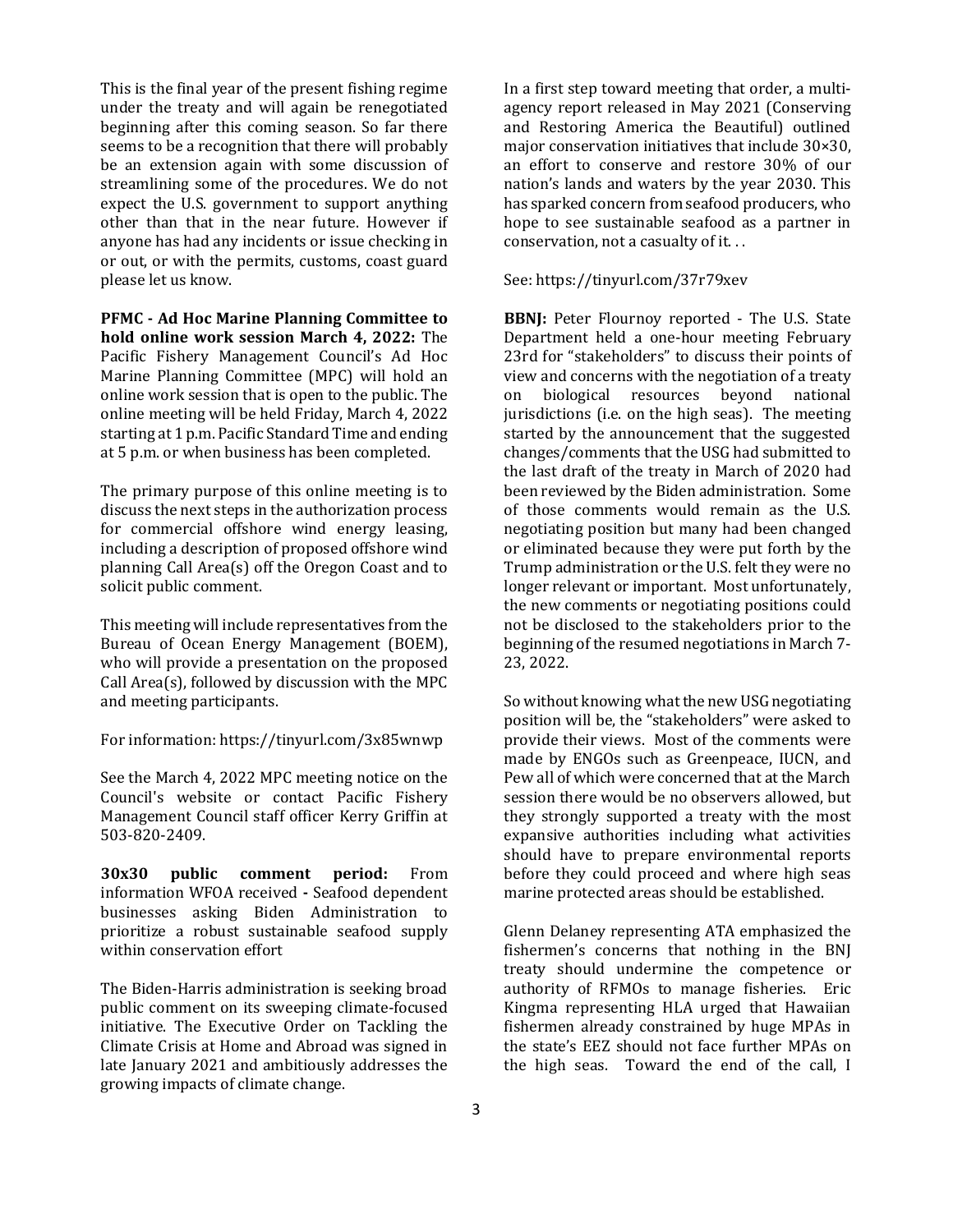This is the final year of the present fishing regime under the treaty and will again be renegotiated beginning after this coming season. So far there seems to be a recognition that there will probably be an extension again with some discussion of streamlining some of the procedures. We do not expect the U.S. government to support anything other than that in the near future. However if anyone has had any incidents or issue checking in or out, or with the permits, customs, coast guard please let us know.

**PFMC - Ad Hoc Marine Planning Committee to hold online work session March 4, 2022:** The Pacific Fishery Management Council's Ad Hoc Marine Planning Committee (MPC) will hold an online work session that is open to the public. The online meeting will be held Friday, March 4, 2022 starting at 1 p.m. Pacific Standard Time and ending at 5 p.m. or when business has been completed.

The primary purpose of this online meeting is to discuss the next steps in the authorization process for commercial offshore wind energy leasing, including a description of proposed offshore wind planning Call Area(s) off the Oregon Coast and to solicit public comment.

This meeting will include representatives from the Bureau of Ocean Energy Management (BOEM), who will provide a presentation on the proposed Call Area(s), followed by discussion with the MPC and meeting participants.

For information: https://tinyurl.com/3x85wnwp

See the March 4, 2022 MPC meeting notice on the Council's website or contact Pacific Fishery Management Council staff officer Kerry Griffin at 503-820-2409.

**30x30 public comment period:** From information WFOA received **-** Seafood dependent businesses asking Biden Administration to prioritize a robust sustainable seafood supply within conservation effort

The Biden-Harris administration is seeking broad public comment on its sweeping climate-focused initiative. The Executive Order on Tackling the Climate Crisis at Home and Abroad was signed in late January 2021 and ambitiously addresses the growing impacts of climate change.

In a first step toward meeting that order, a multi-agency report released in May 2021 (Conserving and Restoring America the Beautiful) outlined major conservation initiatives that include 30×30, an effort to conserve and restore 30% of our nation's lands and waters by the year 2030. This has sparked concern from seafood producers, who hope to see sustainable seafood as a partner in conservation, not a casualty of it. . .

See: https://tinyurl.com/37r79xev

**BBNJ:** Peter Flournoy reported - The U.S. State Department held a one-hour meeting February 23rd for "stakeholders" to discuss their points of view and concerns with the negotiation of a treaty on biological resources beyond national jurisdictions (i.e. on the high seas). The meeting started by the announcement that the suggested changes/comments that the USG had submitted to the last draft of the treaty in March of 2020 had been reviewed by the Biden administration. Some of those comments would remain as the U.S. negotiating position but many had been changed or eliminated because they were put forth by the Trump administration or the U.S. felt they were no longer relevant or important. Most unfortunately, the new comments or negotiating positions could not be disclosed to the stakeholders prior to the beginning of the resumed negotiations in March 7-23, 2022.

So without knowing what the new USG negotiating position will be, the "stakeholders" were asked to provide their views. Most of the comments were made by ENGOs such as Greenpeace, IUCN, and Pew all of which were concerned that at the March session there would be no observers allowed, but they strongly supported a treaty with the most expansive authorities including what activities should have to prepare environmental reports before they could proceed and where high seas marine protected areas should be established.

Glenn Delaney representing ATA emphasized the fishermen's concerns that nothing in the BNJ treaty should undermine the competence or authority of RFMOs to manage fisheries. Eric Kingma representing HLA urged that Hawaiian fishermen already constrained by huge MPAs in the state's EEZ should not face further MPAs on the high seas. Toward the end of the call, I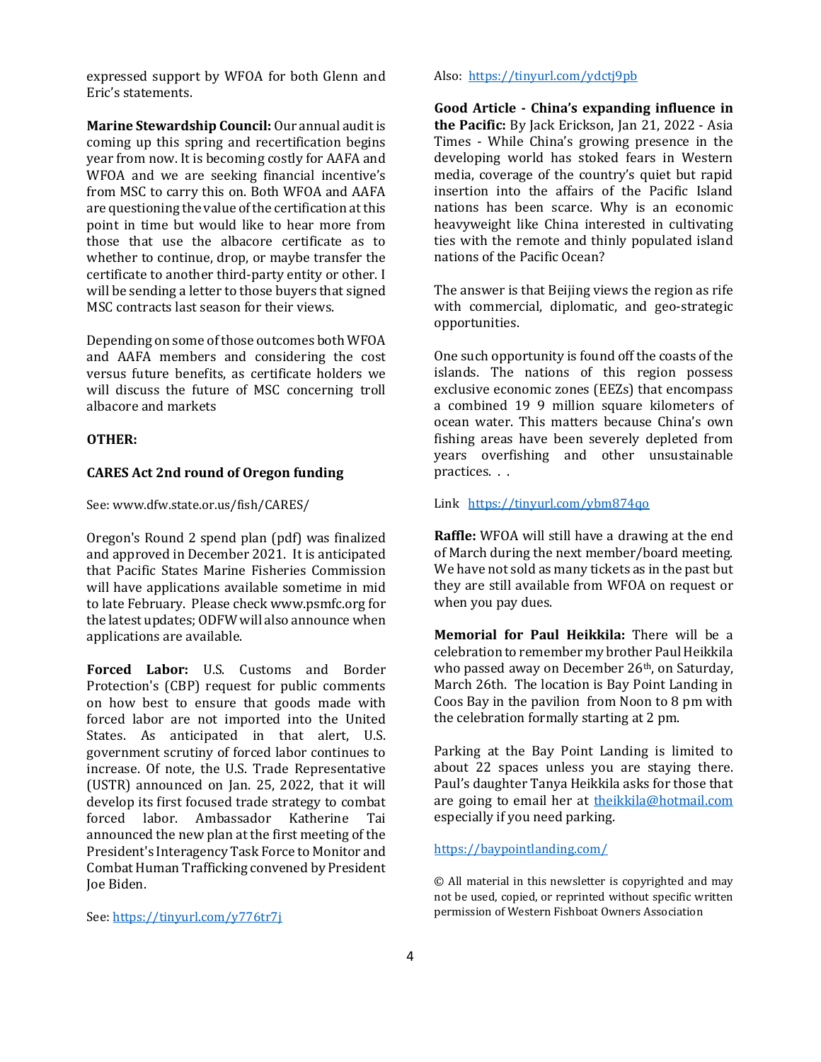expressed support by WFOA for both Glenn and Eric's statements.

**Marine Stewardship Council:** Our annual audit is coming up this spring and recertification begins year from now. It is becoming costly for AAFA and WFOA and we are seeking financial incentive's from MSC to carry this on. Both WFOA and AAFA are questioning the value of the certification at this point in time but would like to hear more from those that use the albacore certificate as to whether to continue, drop, or maybe transfer the certificate to another third-party entity or other. I will be sending a letter to those buyers that signed MSC contracts last season for their views.

Depending on some of those outcomes both WFOA and AAFA members and considering the cost versus future benefits, as certificate holders we will discuss the future of MSC concerning troll albacore and markets

**OTHER:**

**CARES Act 2nd round of Oregon funding**

See: www.dfw.state.or.us/fish/CARES/

Oregon's Round 2 spend plan (pdf) was finalized and approved in December 2021. It is anticipated that Pacific States Marine Fisheries Commission will have applications available sometime in mid to late February. Please check www.psmfc.org for the latest updates; ODFW will also announce when applications are available.

**Forced Labor:** U.S. Customs and Border Protection's (CBP) request for public comments on how best to ensure that goods made with forced labor are not imported into the United States. As anticipated in that alert, U.S. government scrutiny of forced labor continues to increase. Of note, the U.S. Trade Representative (USTR) announced on Jan. 25, 2022, that it will develop its first focused trade strategy to combat forced labor. Ambassador Katherine Tai announced the new plan at the first meeting of the President's Interagency Task Force to Monitor and Combat Human Trafficking convened by President Joe Biden.

See: https://tinyurl.com/y776tr7j

Also: https://tinyurl.com/ydctj9pb

**Good Article - China's expanding influence in the Pacific:** By Jack Erickson, Jan 21, 2022 - Asia Times - While China's growing presence in the developing world has stoked fears in Western media, coverage of the country's quiet but rapid insertion into the affairs of the Pacific Island nations has been scarce. Why is an economic heavyweight like China interested in cultivating ties with the remote and thinly populated island nations of the Pacific Ocean?

The answer is that Beijing views the region as rife with commercial, diplomatic, and geo-strategic opportunities.

One such opportunity is found off the coasts of the islands. The nations of this region possess exclusive economic zones (EEZs) that encompass a combined 19 9 million square kilometers of ocean water. This matters because China's own fishing areas have been severely depleted from years overfishing and other unsustainable practices. . .

Link https://tinyurl.com/ybm874qo

**Raffle:** WFOA will still have a drawing at the end of March during the next member/board meeting. We have not sold as many tickets as in the past but they are still available from WFOA on request or when you pay dues.

**Memorial for Paul Heikkila:** There will be a celebration to remember my brother Paul Heikkila who passed away on December 26th, on Saturday, March 26th. The location is Bay Point Landing in Coos Bay in the pavilion from Noon to 8 pm with the celebration formally starting at 2 pm.

Parking at the Bay Point Landing is limited to about 22 spaces unless you are staying there. Paul's daughter Tanya Heikkila asks for those that are going to email her at theikkila@hotmail.com especially if you need parking.

https://baypointlanding.com/

© All material in this newsletter is copyrighted and may not be used, copied, or reprinted without specific written permission of Western Fishboat Owners Association